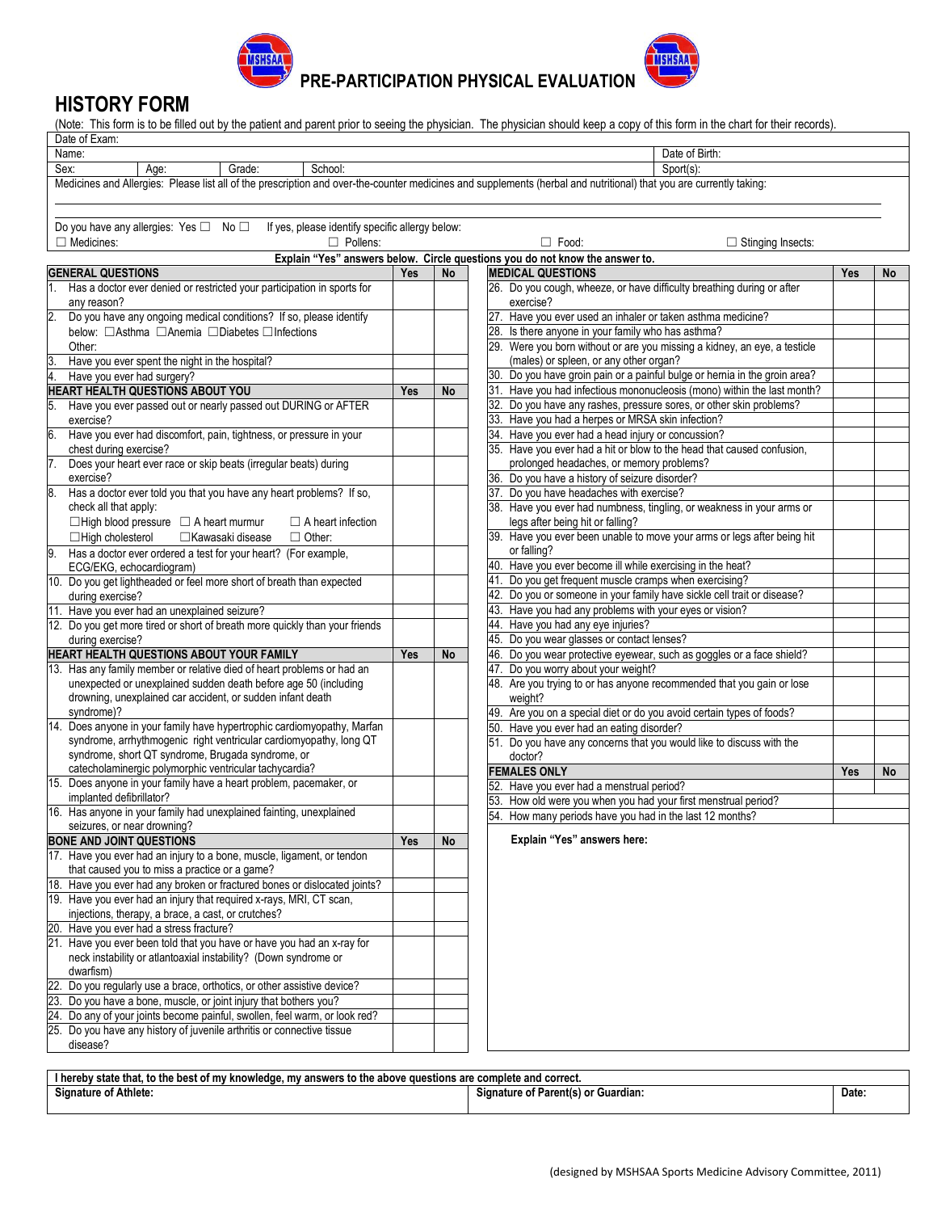# PRE-PARTICIPATION PHYSICAL EVALUATION

## HISTORY FORM

(Note: This form is to be filled out by the patient and parent prior to seeing the physician. The physician should keep a copy of this form in the chart for their records).

| | | | | |
|---|---|---|---|---|
| Date of Exam: | | | | |
| Name: | | | | Date of Birth: |
| Sex: | Age: | Grade: | School: | Sport(s): |

Medicines and Allergies: Please list all of the prescription and over-the-counter medicines and supplements (herbal and nutritional) that you are currently taking:

Do you have any allergies: Yes ☐ No ☐ If yes, please identify specific allergy below:

☐ Medicines: ☐ Pollens: ☐ Food: ☐ Stinging Insects:

**Explain "Yes" answers below. Circle questions you do not know the answer to.**

| GENERAL QUESTIONS | Yes | No |
|---|---|---|
| 1. Has a doctor ever denied or restricted your participation in sports for any reason? | | |
| 2. Do you have any ongoing medical conditions? If so, please identify below: ☐Asthma ☐Anemia ☐Diabetes ☐Infections Other: | | |
| 3. Have you ever spent the night in the hospital? | | |
| 4. Have you ever had surgery? | | |
| **HEART HEALTH QUESTIONS ABOUT YOU** | **Yes** | **No** |
| 5. Have you ever passed out or nearly passed out DURING or AFTER exercise? | | |
| 6. Have you ever had discomfort, pain, tightness, or pressure in your chest during exercise? | | |
| 7. Does your heart ever race or skip beats (irregular beats) during exercise? | | |
| 8. Has a doctor ever told you that you have any heart problems? If so, check all that apply: ☐High blood pressure ☐ A heart murmur ☐ A heart infection ☐High cholesterol ☐Kawasaki disease ☐ Other: | | |
| 9. Has a doctor ever ordered a test for your heart? (For example, ECG/EKG, echocardiogram) | | |
| 10. Do you get lightheaded or feel more short of breath than expected during exercise? | | |
| 11. Have you ever had an unexplained seizure? | | |
| 12. Do you get more tired or short of breath more quickly than your friends during exercise? | | |
| **HEART HEALTH QUESTIONS ABOUT YOUR FAMILY** | **Yes** | **No** |
| 13. Has any family member or relative died of heart problems or had an unexpected or unexplained sudden death before age 50 (including drowning, unexplained car accident, or sudden infant death syndrome)? | | |
| 14. Does anyone in your family have hypertrophic cardiomyopathy, Marfan syndrome, arrhythmogenic right ventricular cardiomyopathy, long QT syndrome, short QT syndrome, Brugada syndrome, or catecholaminergic polymorphic ventricular tachycardia? | | |
| 15. Does anyone in your family have a heart problem, pacemaker, or implanted defibrillator? | | |
| 16. Has anyone in your family had unexplained fainting, unexplained seizures, or near drowning? | | |
| **BONE AND JOINT QUESTIONS** | **Yes** | **No** |
| 17. Have you ever had an injury to a bone, muscle, ligament, or tendon that caused you to miss a practice or a game? | | |
| 18. Have you ever had any broken or fractured bones or dislocated joints? | | |
| 19. Have you ever had an injury that required x-rays, MRI, CT scan, injections, therapy, a brace, a cast, or crutches? | | |
| 20. Have you ever had a stress fracture? | | |
| 21. Have you ever been told that you have or have you had an x-ray for neck instability or atlantoaxial instability? (Down syndrome or dwarfism) | | |
| 22. Do you regularly use a brace, orthotics, or other assistive device? | | |
| 23. Do you have a bone, muscle, or joint injury that bothers you? | | |
| 24. Do any of your joints become painful, swollen, feel warm, or look red? | | |
| 25. Do you have any history of juvenile arthritis or connective tissue disease? | | |

| MEDICAL QUESTIONS | Yes | No |
|---|---|---|
| 26. Do you cough, wheeze, or have difficulty breathing during or after exercise? | | |
| 27. Have you ever used an inhaler or taken asthma medicine? | | |
| 28. Is there anyone in your family who has asthma? | | |
| 29. Were you born without or are you missing a kidney, an eye, a testicle (males) or spleen, or any other organ? | | |
| 30. Do you have groin pain or a painful bulge or hernia in the groin area? | | |
| 31. Have you had infectious mononucleosis (mono) within the last month? | | |
| 32. Do you have any rashes, pressure sores, or other skin problems? | | |
| 33. Have you had a herpes or MRSA skin infection? | | |
| 34. Have you ever had a head injury or concussion? | | |
| 35. Have you ever had a hit or blow to the head that caused confusion, prolonged headaches, or memory problems? | | |
| 36. Do you have a history of seizure disorder? | | |
| 37. Do you have headaches with exercise? | | |
| 38. Have you ever had numbness, tingling, or weakness in your arms or legs after being hit or falling? | | |
| 39. Have you ever been unable to move your arms or legs after being hit or falling? | | |
| 40. Have you ever become ill while exercising in the heat? | | |
| 41. Do you get frequent muscle cramps when exercising? | | |
| 42. Do you or someone in your family have sickle cell trait or disease? | | |
| 43. Have you had any problems with your eyes or vision? | | |
| 44. Have you had any eye injuries? | | |
| 45. Do you wear glasses or contact lenses? | | |
| 46. Do you wear protective eyewear, such as goggles or a face shield? | | |
| 47. Do you worry about your weight? | | |
| 48. Are you trying to or has anyone recommended that you gain or lose weight? | | |
| 49. Are you on a special diet or do you avoid certain types of foods? | | |
| 50. Have you ever had an eating disorder? | | |
| 51. Do you have any concerns that you would like to discuss with the doctor? | | |
| **FEMALES ONLY** | **Yes** | **No** |
| 52. Have you ever had a menstrual period? | | |
| 53. How old were you when you had your first menstrual period? | | |
| 54. How many periods have you had in the last 12 months? | | |

**Explain "Yes" answers here:**

**I hereby state that, to the best of my knowledge, my answers to the above questions are complete and correct.**

| Signature of Athlete: | Signature of Parent(s) or Guardian: | Date: |
|---|---|---|
| | | |

(designed by MSHSAA Sports Medicine Advisory Committee, 2011)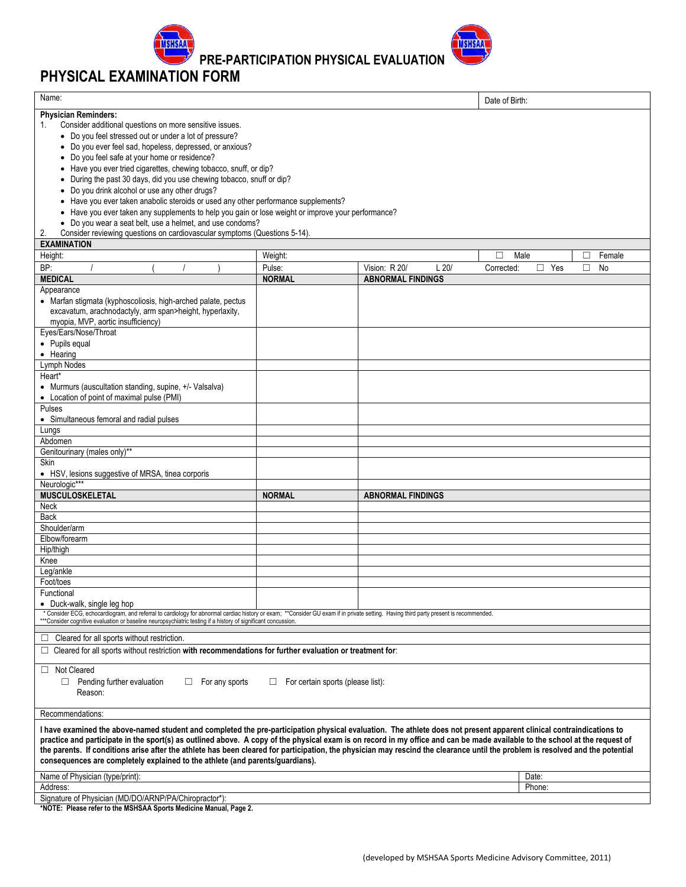# PRE-PARTICIPATION PHYSICAL EVALUATION

## PHYSICAL EXAMINATION FORM

| Name: | Date of Birth: |
|---|---|

**Physician Reminders:**

1. Consider additional questions on more sensitive issues.
   - Do you feel stressed out or under a lot of pressure?
   - Do you ever feel sad, hopeless, depressed, or anxious?
   - Do you feel safe at your home or residence?
   - Have you ever tried cigarettes, chewing tobacco, snuff, or dip?
   - During the past 30 days, did you use chewing tobacco, snuff or dip?
   - Do you drink alcohol or use any other drugs?
   - Have you ever taken anabolic steroids or used any other performance supplements?
   - Have you ever taken any supplements to help you gain or lose weight or improve your performance?
   - Do you wear a seat belt, use a helmet, and use condoms?
2. Consider reviewing questions on cardiovascular symptoms (Questions 5-14).

**EXAMINATION**

| Height: | Weight: | | ☐ Male | ☐ Female |
|---|---|---|---|---|
| BP: / ( / ) | Pulse: | Vision: R 20/ L 20/ | Corrected: ☐ Yes | ☐ No |

| **MEDICAL** | **NORMAL** | **ABNORMAL FINDINGS** |
|---|---|---|
| Appearance<br>• Marfan stigmata (kyphoscoliosis, high-arched palate, pectus excavatum, arachnodactyly, arm span>height, hyperlaxity, myopia, MVP, aortic insufficiency) | | |
| Eyes/Ears/Nose/Throat<br>• Pupils equal<br>• Hearing | | |
| Lymph Nodes | | |
| Heart*<br>• Murmurs (auscultation standing, supine, +/- Valsalva)<br>• Location of point of maximal pulse (PMI) | | |
| Pulses<br>• Simultaneous femoral and radial pulses | | |
| Lungs | | |
| Abdomen | | |
| Genitourinary (males only)** | | |
| Skin<br>• HSV, lesions suggestive of MRSA, tinea corporis | | |
| Neurologic*** | | |
| **MUSCULOSKELETAL** | **NORMAL** | **ABNORMAL FINDINGS** |
| Neck | | |
| Back | | |
| Shoulder/arm | | |
| Elbow/forearm | | |
| Hip/thigh | | |
| Knee | | |
| Leg/ankle | | |
| Foot/toes | | |
| Functional<br>• Duck-walk, single leg hop | | |

* Consider ECG, echocardiogram, and referral to cardiology for abnormal cardiac history or exam; **Consider GU exam if in private setting. Having third party present is recommended.
***Consider cognitive evaluation or baseline neuropsychiatric testing if a history of significant concussion.

☐ Cleared for all sports without restriction.

☐ Cleared for all sports without restriction **with recommendations for further evaluation or treatment for**:

☐ Not Cleared

☐ Pending further evaluation ☐ For any sports ☐ For certain sports (please list):

Reason:

Recommendations:

**I have examined the above-named student and completed the pre-participation physical evaluation. The athlete does not present apparent clinical contraindications to practice and participate in the sport(s) as outlined above. A copy of the physical exam is on record in my office and can be made available to the school at the request of the parents. If conditions arise after the athlete has been cleared for participation, the physician may rescind the clearance until the problem is resolved and the potential consequences are completely explained to the athlete (and parents/guardians).**

| Name of Physician (type/print): | Date: |
|---|---|
| Address: | Phone: |
| Signature of Physician (MD/DO/ARNP/PA/Chiropractor*): | |

***NOTE: Please refer to the MSHSAA Sports Medicine Manual, Page 2.**

(developed by MSHSAA Sports Medicine Advisory Committee, 2011)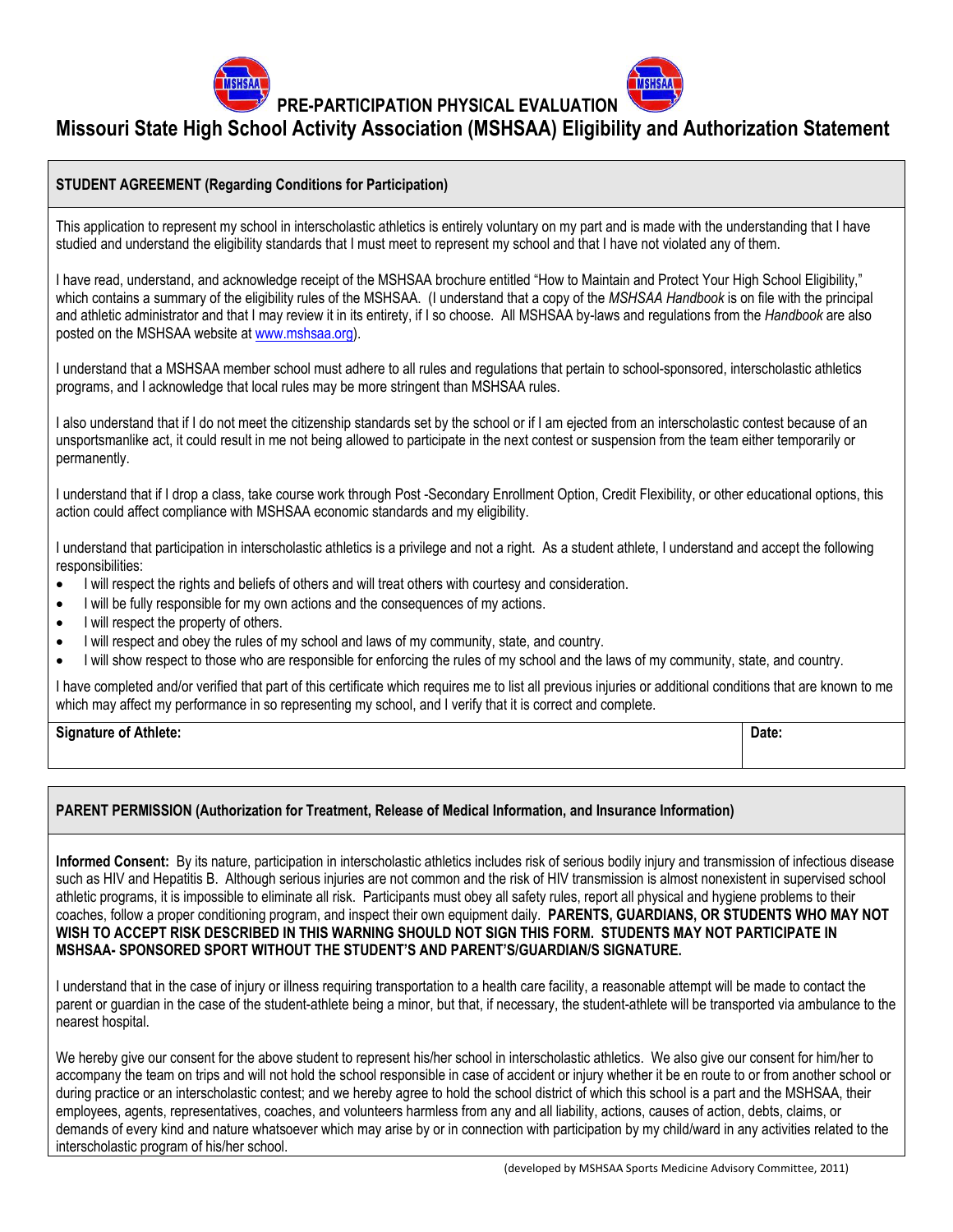# PRE-PARTICIPATION PHYSICAL EVALUATION

## Missouri State High School Activity Association (MSHSAA) Eligibility and Authorization Statement

### STUDENT AGREEMENT (Regarding Conditions for Participation)

This application to represent my school in interscholastic athletics is entirely voluntary on my part and is made with the understanding that I have studied and understand the eligibility standards that I must meet to represent my school and that I have not violated any of them.

I have read, understand, and acknowledge receipt of the MSHSAA brochure entitled "How to Maintain and Protect Your High School Eligibility," which contains a summary of the eligibility rules of the MSHSAA. (I understand that a copy of the *MSHSAA Handbook* is on file with the principal and athletic administrator and that I may review it in its entirety, if I so choose. All MSHSAA by-laws and regulations from the *Handbook* are also posted on the MSHSAA website at www.mshsaa.org).

I understand that a MSHSAA member school must adhere to all rules and regulations that pertain to school-sponsored, interscholastic athletics programs, and I acknowledge that local rules may be more stringent than MSHSAA rules.

I also understand that if I do not meet the citizenship standards set by the school or if I am ejected from an interscholastic contest because of an unsportsmanlike act, it could result in me not being allowed to participate in the next contest or suspension from the team either temporarily or permanently.

I understand that if I drop a class, take course work through Post -Secondary Enrollment Option, Credit Flexibility, or other educational options, this action could affect compliance with MSHSAA economic standards and my eligibility.

I understand that participation in interscholastic athletics is a privilege and not a right. As a student athlete, I understand and accept the following responsibilities:

- I will respect the rights and beliefs of others and will treat others with courtesy and consideration.
- I will be fully responsible for my own actions and the consequences of my actions.
- I will respect the property of others.
- I will respect and obey the rules of my school and laws of my community, state, and country.
- I will show respect to those who are responsible for enforcing the rules of my school and the laws of my community, state, and country.

I have completed and/or verified that part of this certificate which requires me to list all previous injuries or additional conditions that are known to me which may affect my performance in so representing my school, and I verify that it is correct and complete.

| **Signature of Athlete:** | **Date:** |
|---|---|
| | |

### PARENT PERMISSION (Authorization for Treatment, Release of Medical Information, and Insurance Information)

**Informed Consent:** By its nature, participation in interscholastic athletics includes risk of serious bodily injury and transmission of infectious disease such as HIV and Hepatitis B. Although serious injuries are not common and the risk of HIV transmission is almost nonexistent in supervised school athletic programs, it is impossible to eliminate all risk. Participants must obey all safety rules, report all physical and hygiene problems to their coaches, follow a proper conditioning program, and inspect their own equipment daily. **PARENTS, GUARDIANS, OR STUDENTS WHO MAY NOT WISH TO ACCEPT RISK DESCRIBED IN THIS WARNING SHOULD NOT SIGN THIS FORM. STUDENTS MAY NOT PARTICIPATE IN MSHSAA- SPONSORED SPORT WITHOUT THE STUDENT'S AND PARENT'S/GUARDIAN/S SIGNATURE.**

I understand that in the case of injury or illness requiring transportation to a health care facility, a reasonable attempt will be made to contact the parent or guardian in the case of the student-athlete being a minor, but that, if necessary, the student-athlete will be transported via ambulance to the nearest hospital.

We hereby give our consent for the above student to represent his/her school in interscholastic athletics. We also give our consent for him/her to accompany the team on trips and will not hold the school responsible in case of accident or injury whether it be en route to or from another school or during practice or an interscholastic contest; and we hereby agree to hold the school district of which this school is a part and the MSHSAA, their employees, agents, representatives, coaches, and volunteers harmless from any and all liability, actions, causes of action, debts, claims, or demands of every kind and nature whatsoever which may arise by or in connection with participation by my child/ward in any activities related to the interscholastic program of his/her school.

(developed by MSHSAA Sports Medicine Advisory Committee, 2011)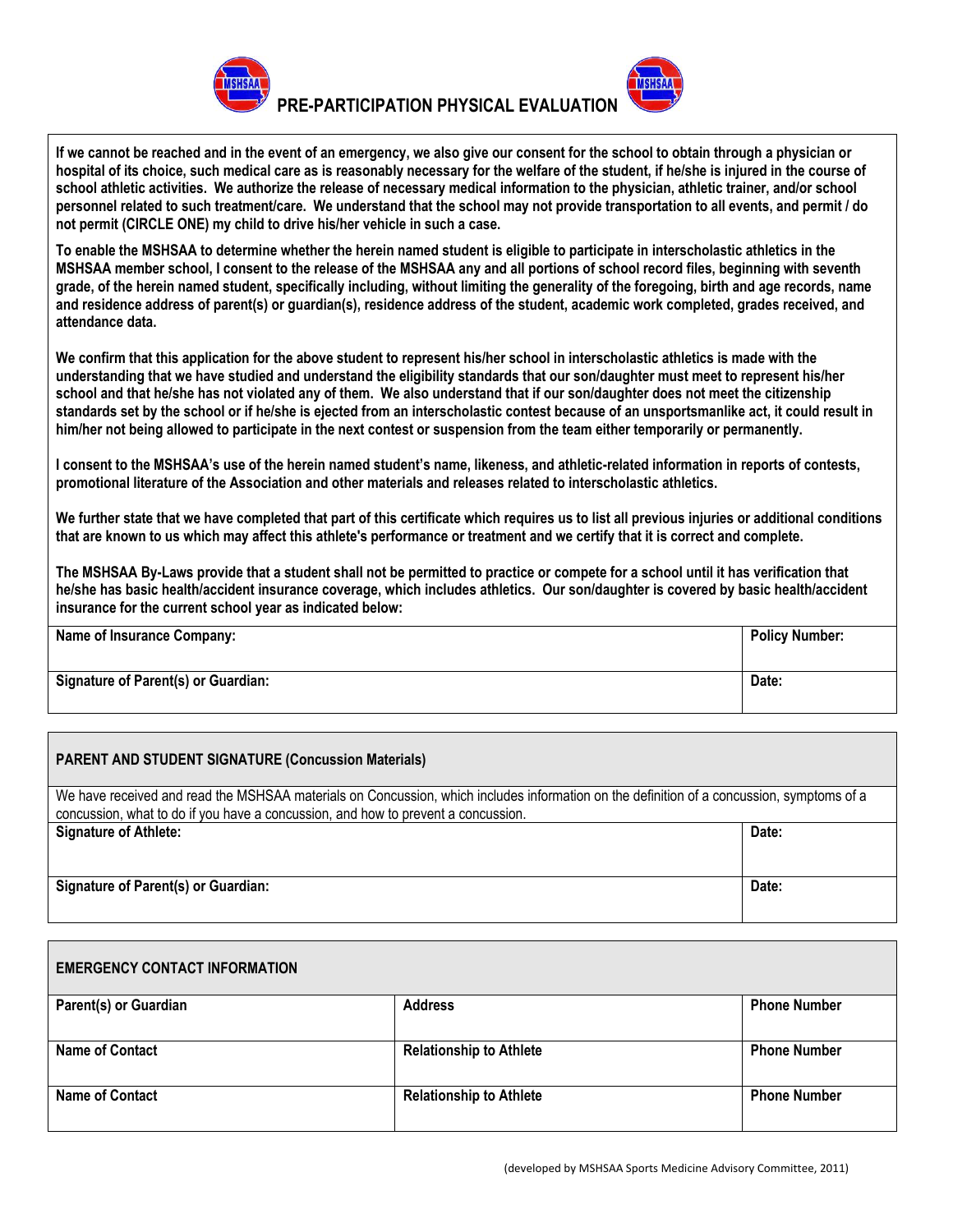# PRE-PARTICIPATION PHYSICAL EVALUATION

**If we cannot be reached and in the event of an emergency, we also give our consent for the school to obtain through a physician or hospital of its choice, such medical care as is reasonably necessary for the welfare of the student, if he/she is injured in the course of school athletic activities. We authorize the release of necessary medical information to the physician, athletic trainer, and/or school personnel related to such treatment/care. We understand that the school may not provide transportation to all events, and permit / do not permit (CIRCLE ONE) my child to drive his/her vehicle in such a case.**

**To enable the MSHSAA to determine whether the herein named student is eligible to participate in interscholastic athletics in the MSHSAA member school, I consent to the release of the MSHSAA any and all portions of school record files, beginning with seventh grade, of the herein named student, specifically including, without limiting the generality of the foregoing, birth and age records, name and residence address of parent(s) or guardian(s), residence address of the student, academic work completed, grades received, and attendance data.**

**We confirm that this application for the above student to represent his/her school in interscholastic athletics is made with the understanding that we have studied and understand the eligibility standards that our son/daughter must meet to represent his/her school and that he/she has not violated any of them. We also understand that if our son/daughter does not meet the citizenship standards set by the school or if he/she is ejected from an interscholastic contest because of an unsportsmanlike act, it could result in him/her not being allowed to participate in the next contest or suspension from the team either temporarily or permanently.**

**I consent to the MSHSAA's use of the herein named student's name, likeness, and athletic-related information in reports of contests, promotional literature of the Association and other materials and releases related to interscholastic athletics.**

**We further state that we have completed that part of this certificate which requires us to list all previous injuries or additional conditions that are known to us which may affect this athlete's performance or treatment and we certify that it is correct and complete.**

**The MSHSAA By-Laws provide that a student shall not be permitted to practice or compete for a school until it has verification that he/she has basic health/accident insurance coverage, which includes athletics. Our son/daughter is covered by basic health/accident insurance for the current school year as indicated below:**

| | |
|---|---|
| **Name of Insurance Company:** | **Policy Number:** |
| **Signature of Parent(s) or Guardian:** | **Date:** |

## PARENT AND STUDENT SIGNATURE (Concussion Materials)

We have received and read the MSHSAA materials on Concussion, which includes information on the definition of a concussion, symptoms of a concussion, what to do if you have a concussion, and how to prevent a concussion.

| | |
|---|---|
| **Signature of Athlete:** | **Date:** |
| **Signature of Parent(s) or Guardian:** | **Date:** |

## EMERGENCY CONTACT INFORMATION

| | | |
|---|---|---|
| **Parent(s) or Guardian** | **Address** | **Phone Number** |
| **Name of Contact** | **Relationship to Athlete** | **Phone Number** |
| **Name of Contact** | **Relationship to Athlete** | **Phone Number** |

(developed by MSHSAA Sports Medicine Advisory Committee, 2011)